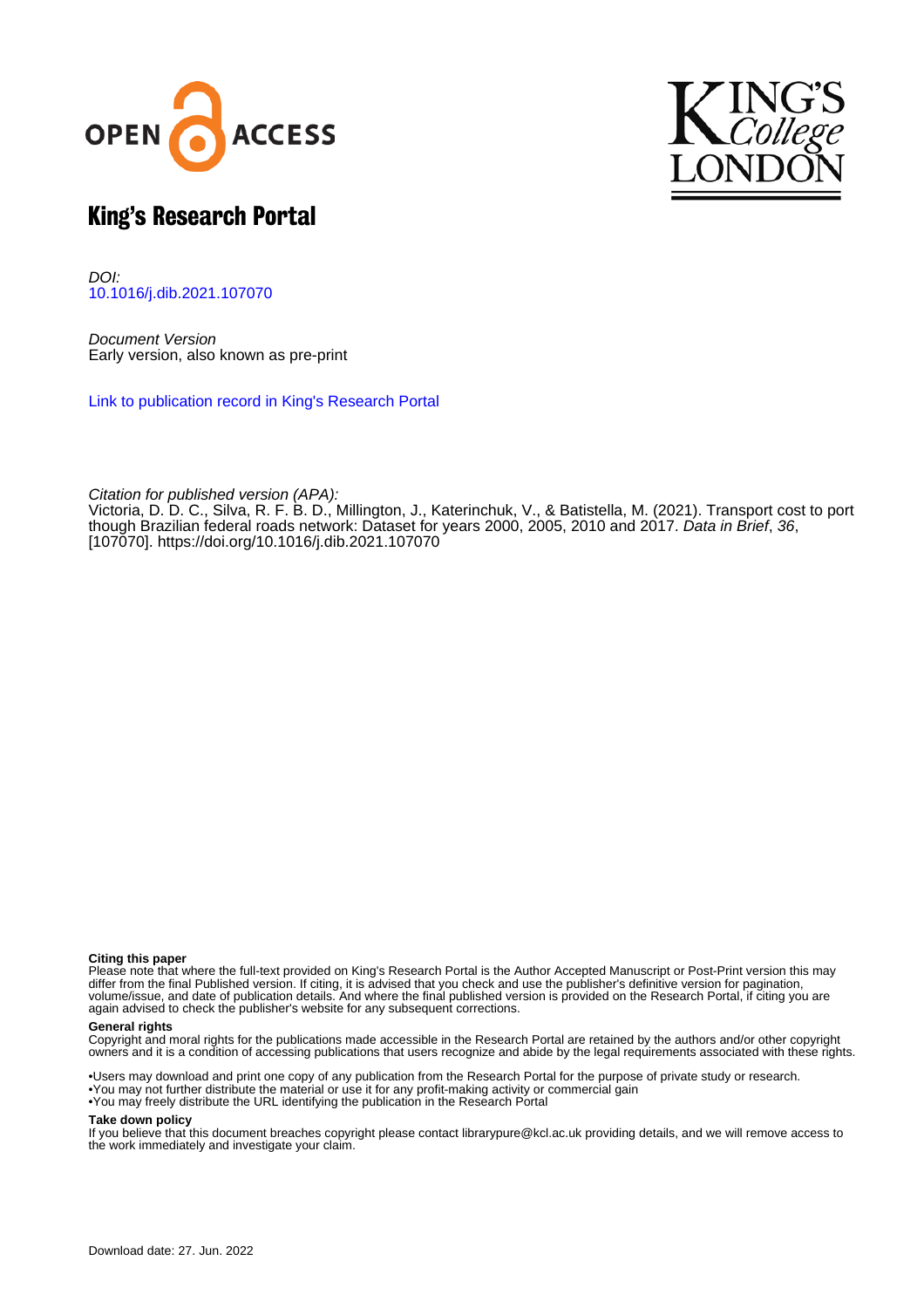# King's Research Portal

*DOI:*
10.1016/j.dib.2021.107070

*Document Version*
Early version, also known as pre-print

Link to publication record in King's Research Portal

*Citation for published version (APA):*
Victoria, D. D. C., Silva, R. F. B. D., Millington, J., Katerinchuk, V., & Batistella, M. (2021). Transport cost to port though Brazilian federal roads network: Dataset for years 2000, 2005, 2010 and 2017. *Data in Brief*, *36*, [107070]. https://doi.org/10.1016/j.dib.2021.107070

**Citing this paper**
Please note that where the full-text provided on King's Research Portal is the Author Accepted Manuscript or Post-Print version this may differ from the final Published version. If citing, it is advised that you check and use the publisher's definitive version for pagination, volume/issue, and date of publication details. And where the final published version is provided on the Research Portal, if citing you are again advised to check the publisher's website for any subsequent corrections.

**General rights**
Copyright and moral rights for the publications made accessible in the Research Portal are retained by the authors and/or other copyright owners and it is a condition of accessing publications that users recognize and abide by the legal requirements associated with these rights.

- •Users may download and print one copy of any publication from the Research Portal for the purpose of private study or research.
- •You may not further distribute the material or use it for any profit-making activity or commercial gain
- •You may freely distribute the URL identifying the publication in the Research Portal

**Take down policy**
If you believe that this document breaches copyright please contact librarypure@kcl.ac.uk providing details, and we will remove access to the work immediately and investigate your claim.

Download date: 27. Jun. 2022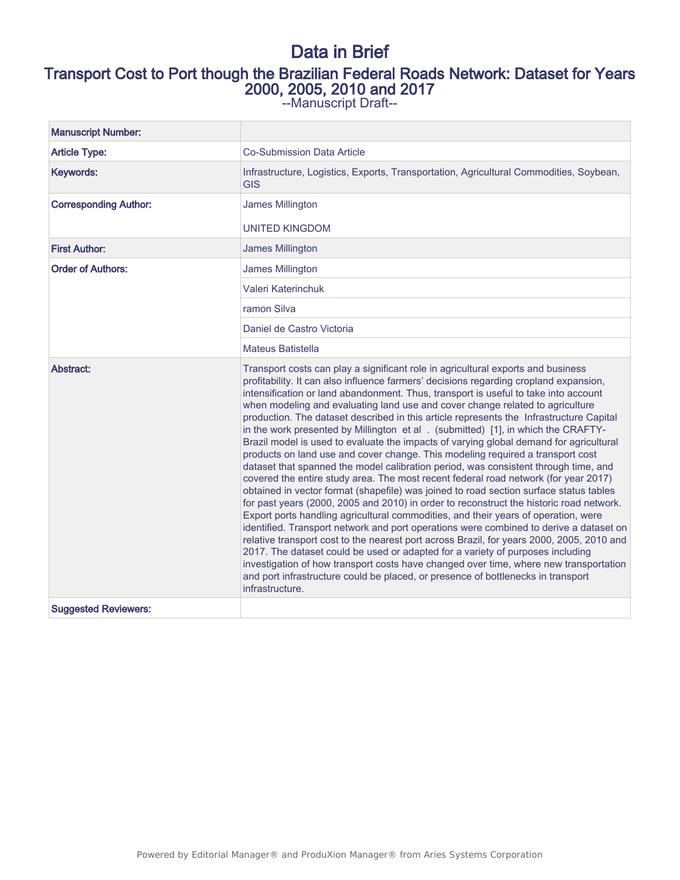# Data in Brief

## Transport Cost to Port though the Brazilian Federal Roads Network: Dataset for Years 2000, 2005, 2010 and 2017

--Manuscript Draft--

| | |
|---|---|
| **Manuscript Number:** | |
| **Article Type:** | Co-Submission Data Article |
| **Keywords:** | Infrastructure, Logistics, Exports, Transportation, Agricultural Commodities, Soybean, GIS |
| **Corresponding Author:** | James Millington<br><br>UNITED KINGDOM |
| **First Author:** | James Millington |
| **Order of Authors:** | James Millington |
| | Valeri Katerinchuk |
| | ramon Silva |
| | Daniel de Castro Victoria |
| | Mateus Batistella |
| **Abstract:** | Transport costs can play a significant role in agricultural exports and business profitability. It can also influence farmers' decisions regarding cropland expansion, intensification or land abandonment. Thus, transport is useful to take into account when modeling and evaluating land use and cover change related to agriculture production. The dataset described in this article represents the Infrastructure Capital in the work presented by Millington et al . (submitted) [1], in which the CRAFTY-Brazil model is used to evaluate the impacts of varying global demand for agricultural products on land use and cover change. This modeling required a transport cost dataset that spanned the model calibration period, was consistent through time, and covered the entire study area. The most recent federal road network (for year 2017) obtained in vector format (shapefile) was joined to road section surface status tables for past years (2000, 2005 and 2010) in order to reconstruct the historic road network. Export ports handling agricultural commodities, and their years of operation, were identified. Transport network and port operations were combined to derive a dataset on relative transport cost to the nearest port across Brazil, for years 2000, 2005, 2010 and 2017. The dataset could be used or adapted for a variety of purposes including investigation of how transport costs have changed over time, where new transportation and port infrastructure could be placed, or presence of bottlenecks in transport infrastructure. |
| **Suggested Reviewers:** | |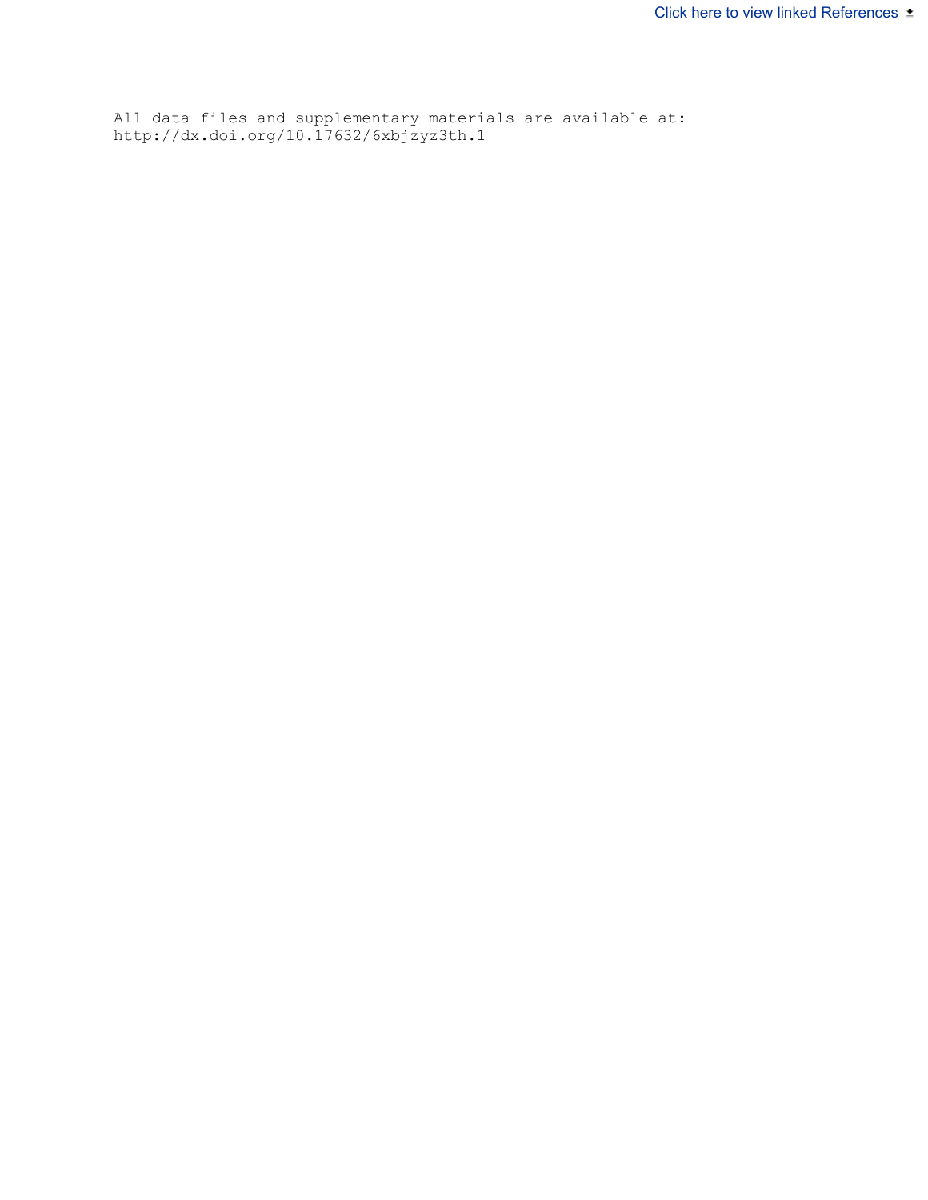All data files and supplementary materials are available at: http://dx.doi.org/10.17632/6xbjzyz3th.1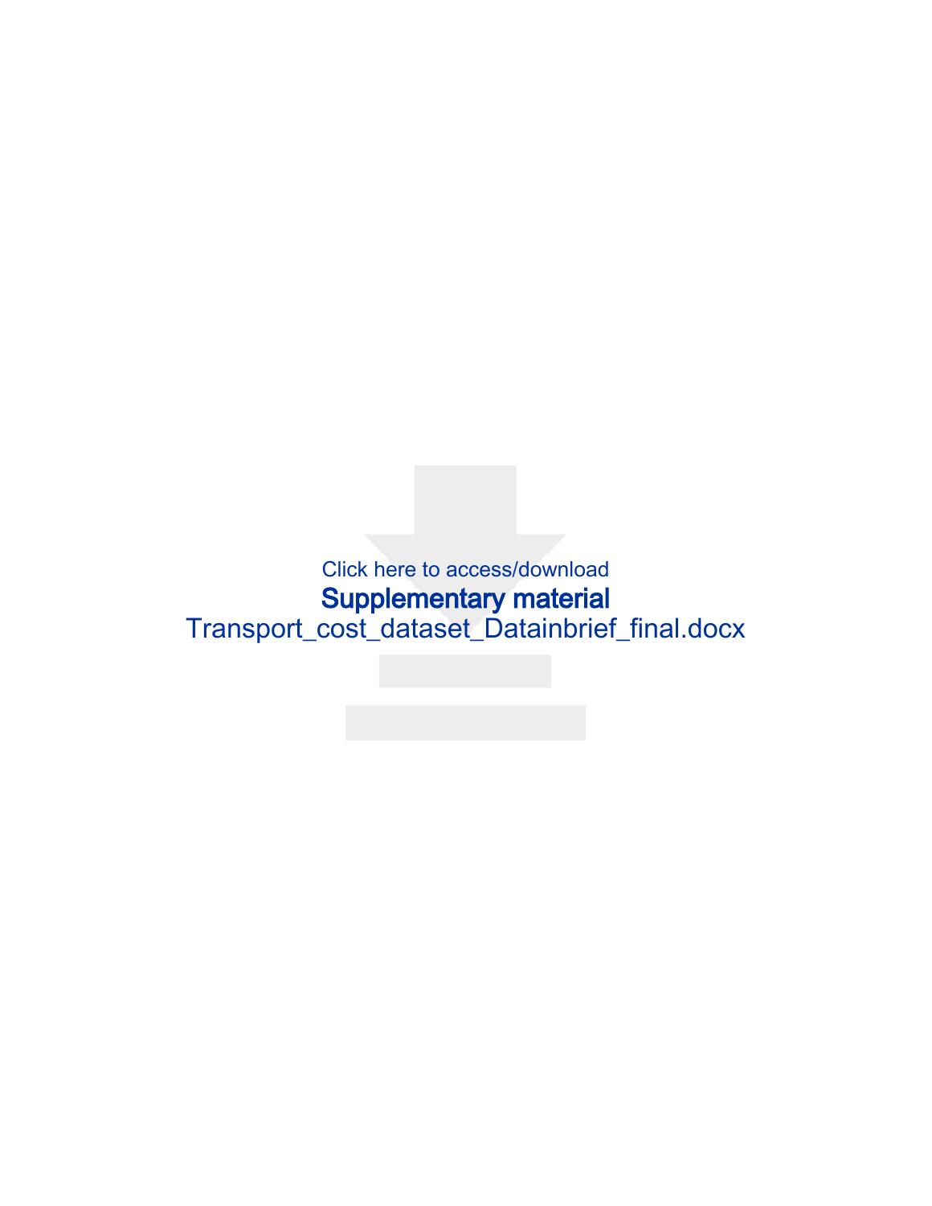Click here to access/download

**Supplementary material**

Transport_cost_dataset_Datainbrief_final.docx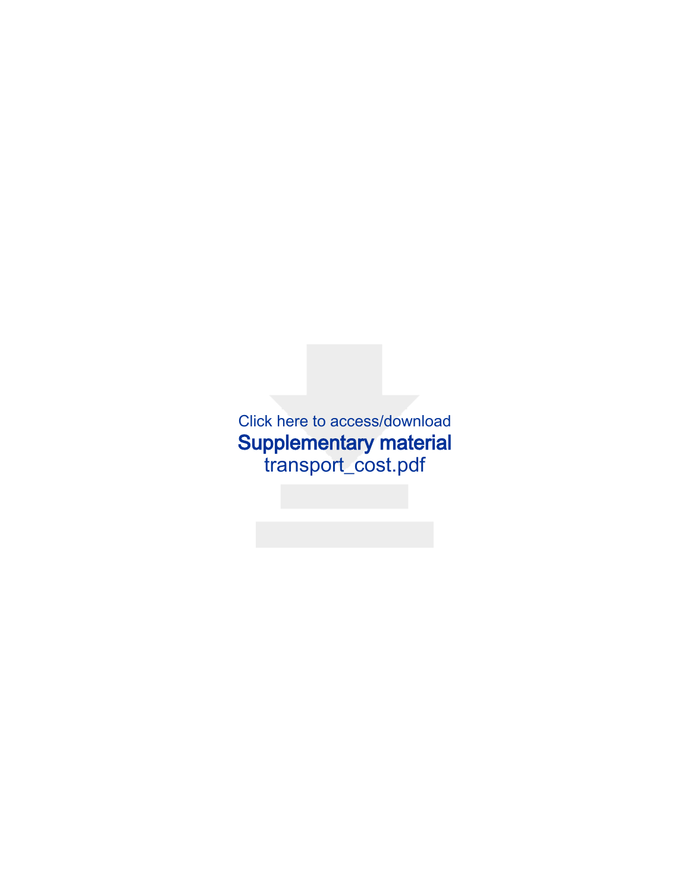Click here to access/download

**Supplementary material**

transport_cost.pdf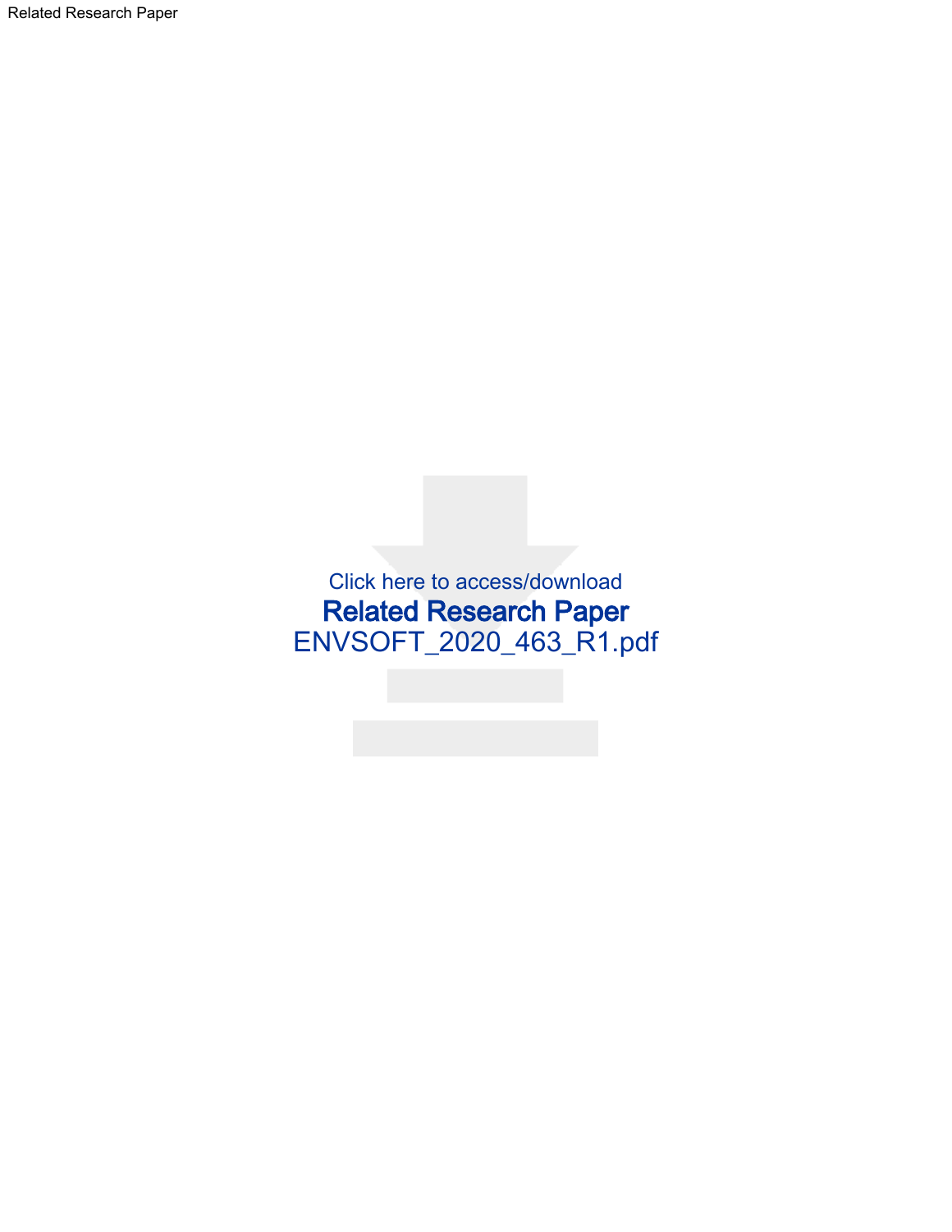Click here to access/download

**Related Research Paper**

ENVSOFT_2020_463_R1.pdf